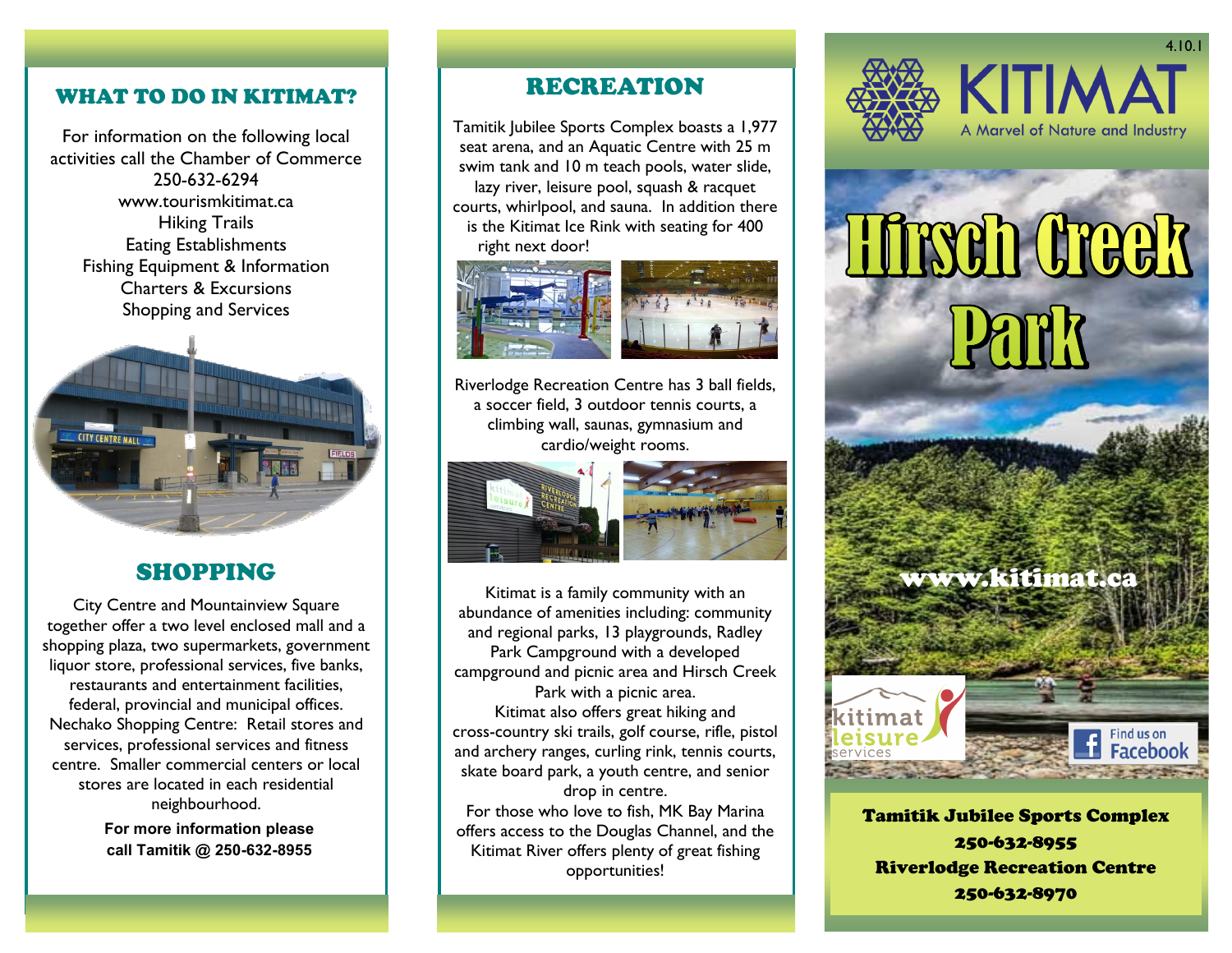## WHAT TO DO IN KITIMAT?

For information on the following local activities call the Chamber of Commerce 250-632-6294
www.tourismkitimat.ca
Hiking Trails
Eating Establishments
Fishing Equipment & Information
Charters & Excursions
Shopping and Services

## SHOPPING

City Centre and Mountainview Square together offer a two level enclosed mall and a shopping plaza, two supermarkets, government liquor store, professional services, five banks, restaurants and entertainment facilities, federal, provincial and municipal offices. Nechako Shopping Centre: Retail stores and services, professional services and fitness centre. Smaller commercial centers or local stores are located in each residential neighbourhood.

**For more information please call Tamitik @ 250-632-8955**

## RECREATION

Tamitik Jubilee Sports Complex boasts a 1,977 seat arena, and an Aquatic Centre with 25 m swim tank and 10 m teach pools, water slide, lazy river, leisure pool, squash & racquet courts, whirlpool, and sauna. In addition there is the Kitimat Ice Rink with seating for 400 right next door!

Riverlodge Recreation Centre has 3 ball fields, a soccer field, 3 outdoor tennis courts, a climbing wall, saunas, gymnasium and cardio/weight rooms.

Kitimat is a family community with an abundance of amenities including: community and regional parks, 13 playgrounds, Radley Park Campground with a developed campground and picnic area and Hirsch Creek Park with a picnic area.

Kitimat also offers great hiking and cross-country ski trails, golf course, rifle, pistol and archery ranges, curling rink, tennis courts, skate board park, a youth centre, and senior drop in centre.

For those who love to fish, MK Bay Marina offers access to the Douglas Channel, and the Kitimat River offers plenty of great fishing opportunities!

4.10.1

KITIMAT
A Marvel of Nature and Industry

# Hirsch Creek Park

www.kitimat.ca

kitimat leisure services

Find us on Facebook

**Tamitik Jubilee Sports Complex**
**250-632-8955**
**Riverlodge Recreation Centre**
**250-632-8970**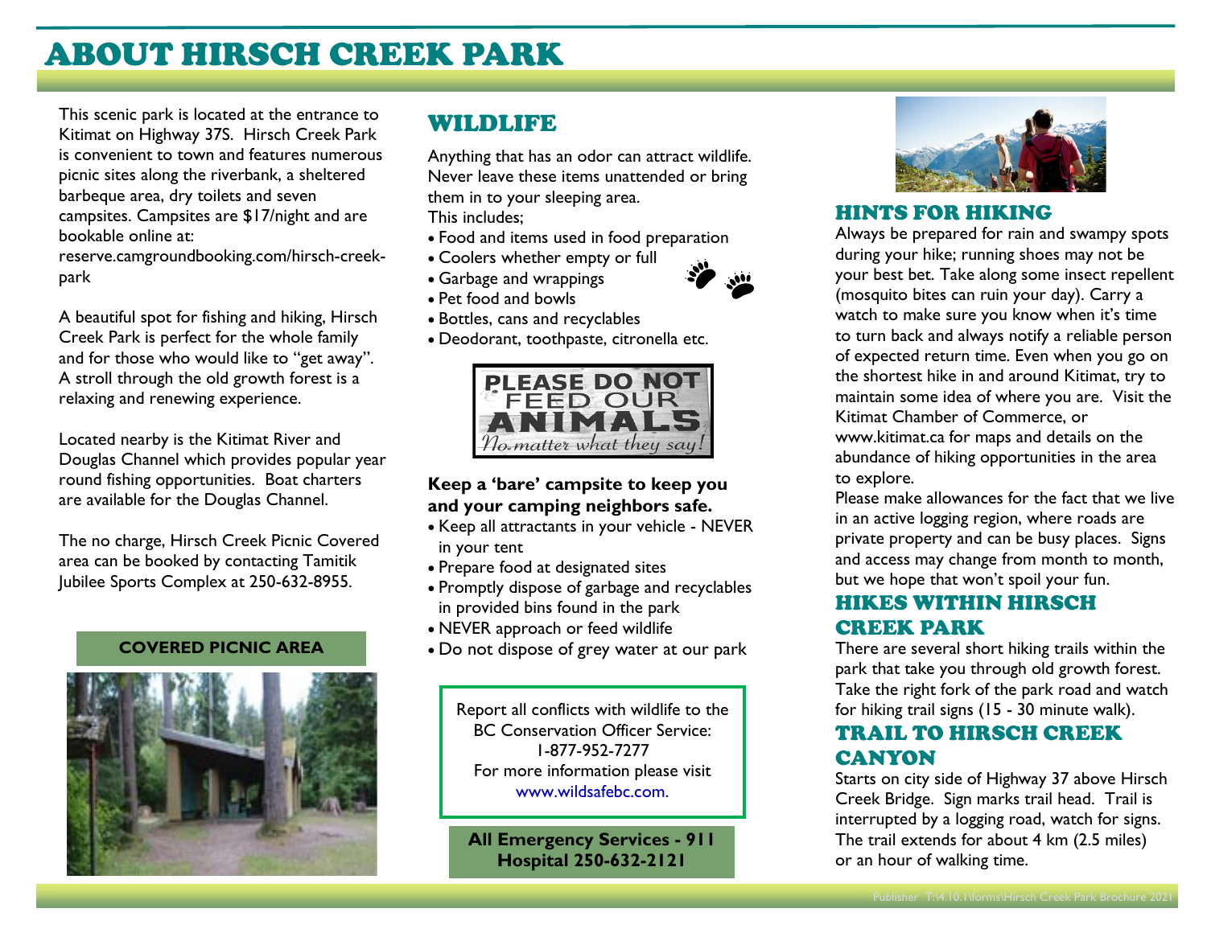// ABOUT HIRSCH CREEK PARK

This scenic park is located at the entrance to Kitimat on Highway 37S. Hirsch Creek Park is convenient to town and features numerous picnic sites along the riverbank, a sheltered barbeque area, dry toilets and seven campsites. Campsites are $17/night and are bookable online at: reserve.camgroundbooking.com/hirsch-creek-park

A beautiful spot for fishing and hiking, Hirsch Creek Park is perfect for the whole family and for those who would like to "get away". A stroll through the old growth forest is a relaxing and renewing experience.

Located nearby is the Kitimat River and Douglas Channel which provides popular year round fishing opportunities. Boat charters are available for the Douglas Channel.

The no charge, Hirsch Creek Picnic Covered area can be booked by contacting Tamitik Jubilee Sports Complex at 250-632-8955.

**COVERED PICNIC AREA**

## WILDLIFE

Anything that has an odor can attract wildlife. Never leave these items unattended or bring them in to your sleeping area.
This includes;

- Food and items used in food preparation
- Coolers whether empty or full
- Garbage and wrappings
- Pet food and bowls
- Bottles, cans and recyclables
- Deodorant, toothpaste, citronella etc.

PLEASE DO NOT FEED OUR ANIMALS
*No matter what they say!*

**Keep a 'bare' campsite to keep you and your camping neighbors safe.**

- Keep all attractants in your vehicle - NEVER in your tent
- Prepare food at designated sites
- Promptly dispose of garbage and recyclables in provided bins found in the park
- NEVER approach or feed wildlife
- Do not dispose of grey water at our park

Report all conflicts with wildlife to the BC Conservation Officer Service:
1-877-952-7277
For more information please visit
www.wildsafebc.com.

**All Emergency Services - 911**
**Hospital 250-632-2121**

## HINTS FOR HIKING

Always be prepared for rain and swampy spots during your hike; running shoes may not be your best bet. Take along some insect repellent (mosquito bites can ruin your day). Carry a watch to make sure you know when it's time to turn back and always notify a reliable person of expected return time. Even when you go on the shortest hike in and around Kitimat, try to maintain some idea of where you are. Visit the Kitimat Chamber of Commerce, or www.kitimat.ca for maps and details on the abundance of hiking opportunities in the area to explore.

Please make allowances for the fact that we live in an active logging region, where roads are private property and can be busy places. Signs and access may change from month to month, but we hope that won't spoil your fun.

## HIKES WITHIN HIRSCH CREEK PARK

There are several short hiking trails within the park that take you through old growth forest. Take the right fork of the park road and watch for hiking trail signs (15 - 30 minute walk).

## TRAIL TO HIRSCH CREEK CANYON

Starts on city side of Highway 37 above Hirsch Creek Bridge. Sign marks trail head. Trail is interrupted by a logging road, watch for signs. The trail extends for about 4 km (2.5 miles) or an hour of walking time.